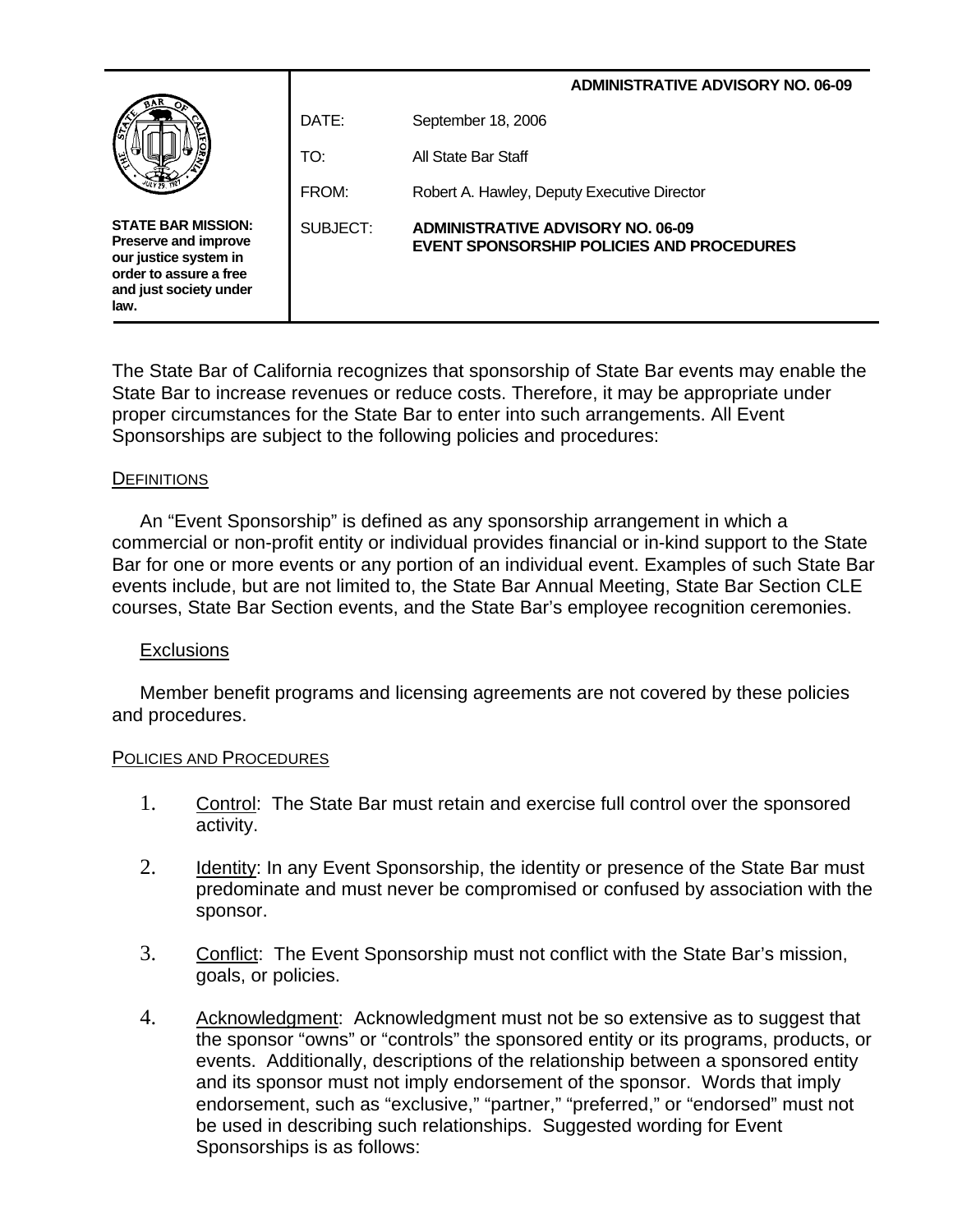**ADMINISTRATIVE ADVISORY NO. 06-09**

**STATE BAR MISSION:** **Preserve and improve our justice system in order to assure a free and just society under law.**

| | |
|---|---|
| DATE: | September 18, 2006 |
| TO: | All State Bar Staff |
| FROM: | Robert A. Hawley, Deputy Executive Director |
| SUBJECT: | **ADMINISTRATIVE ADVISORY NO. 06-09 EVENT SPONSORSHIP POLICIES AND PROCEDURES** |

The State Bar of California recognizes that sponsorship of State Bar events may enable the State Bar to increase revenues or reduce costs. Therefore, it may be appropriate under proper circumstances for the State Bar to enter into such arrangements. All Event Sponsorships are subject to the following policies and procedures:

## DEFINITIONS

An "Event Sponsorship" is defined as any sponsorship arrangement in which a commercial or non-profit entity or individual provides financial or in-kind support to the State Bar for one or more events or any portion of an individual event. Examples of such State Bar events include, but are not limited to, the State Bar Annual Meeting, State Bar Section CLE courses, State Bar Section events, and the State Bar's employee recognition ceremonies.

### Exclusions

Member benefit programs and licensing agreements are not covered by these policies and procedures.

## POLICIES AND PROCEDURES

1. Control: The State Bar must retain and exercise full control over the sponsored activity.

2. Identity: In any Event Sponsorship, the identity or presence of the State Bar must predominate and must never be compromised or confused by association with the sponsor.

3. Conflict: The Event Sponsorship must not conflict with the State Bar's mission, goals, or policies.

4. Acknowledgment: Acknowledgment must not be so extensive as to suggest that the sponsor "owns" or "controls" the sponsored entity or its programs, products, or events. Additionally, descriptions of the relationship between a sponsored entity and its sponsor must not imply endorsement of the sponsor. Words that imply endorsement, such as "exclusive," "partner," "preferred," or "endorsed" must not be used in describing such relationships. Suggested wording for Event Sponsorships is as follows: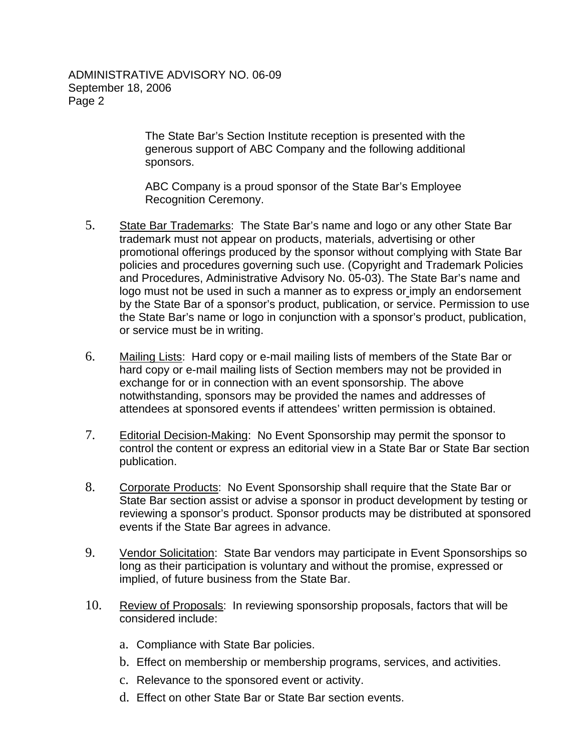The State Bar's Section Institute reception is presented with the generous support of ABC Company and the following additional sponsors.

ABC Company is a proud sponsor of the State Bar's Employee Recognition Ceremony.

5. State Bar Trademarks: The State Bar's name and logo or any other State Bar trademark must not appear on products, materials, advertising or other promotional offerings produced by the sponsor without complying with State Bar policies and procedures governing such use. (Copyright and Trademark Policies and Procedures, Administrative Advisory No. 05-03). The State Bar's name and logo must not be used in such a manner as to express or imply an endorsement by the State Bar of a sponsor's product, publication, or service. Permission to use the State Bar's name or logo in conjunction with a sponsor's product, publication, or service must be in writing.

6. Mailing Lists: Hard copy or e-mail mailing lists of members of the State Bar or hard copy or e-mail mailing lists of Section members may not be provided in exchange for or in connection with an event sponsorship. The above notwithstanding, sponsors may be provided the names and addresses of attendees at sponsored events if attendees' written permission is obtained.

7. Editorial Decision-Making: No Event Sponsorship may permit the sponsor to control the content or express an editorial view in a State Bar or State Bar section publication.

8. Corporate Products: No Event Sponsorship shall require that the State Bar or State Bar section assist or advise a sponsor in product development by testing or reviewing a sponsor's product. Sponsor products may be distributed at sponsored events if the State Bar agrees in advance.

9. Vendor Solicitation: State Bar vendors may participate in Event Sponsorships so long as their participation is voluntary and without the promise, expressed or implied, of future business from the State Bar.

10. Review of Proposals: In reviewing sponsorship proposals, factors that will be considered include:

    a. Compliance with State Bar policies.
    b. Effect on membership or membership programs, services, and activities.
    c. Relevance to the sponsored event or activity.
    d. Effect on other State Bar or State Bar section events.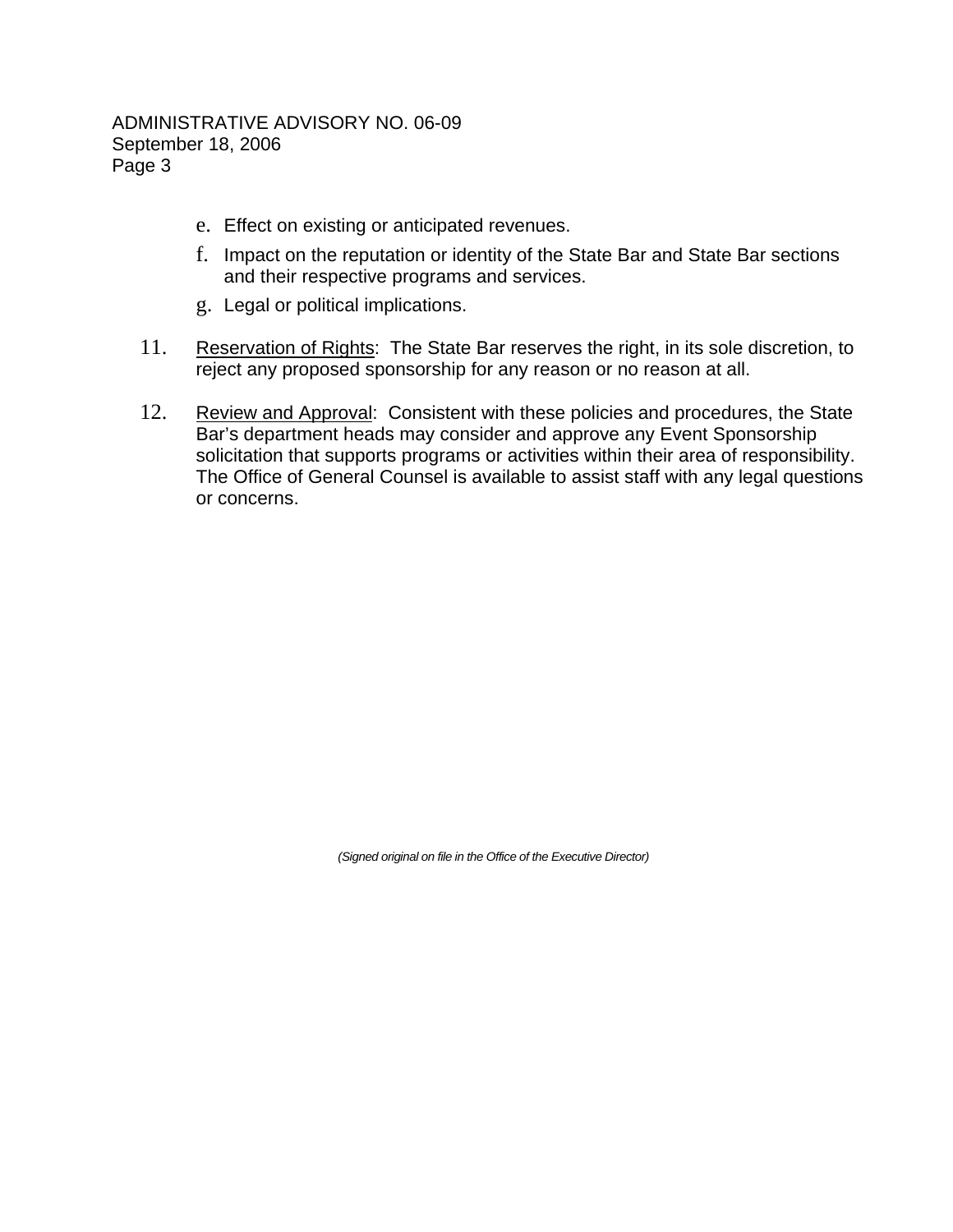e. Effect on existing or anticipated revenues.
   f. Impact on the reputation or identity of the State Bar and State Bar sections and their respective programs and services.
   g. Legal or political implications.

11. <u>Reservation of Rights</u>: The State Bar reserves the right, in its sole discretion, to reject any proposed sponsorship for any reason or no reason at all.

12. <u>Review and Approval</u>: Consistent with these policies and procedures, the State Bar's department heads may consider and approve any Event Sponsorship solicitation that supports programs or activities within their area of responsibility. The Office of General Counsel is available to assist staff with any legal questions or concerns.

*(Signed original on file in the Office of the Executive Director)*